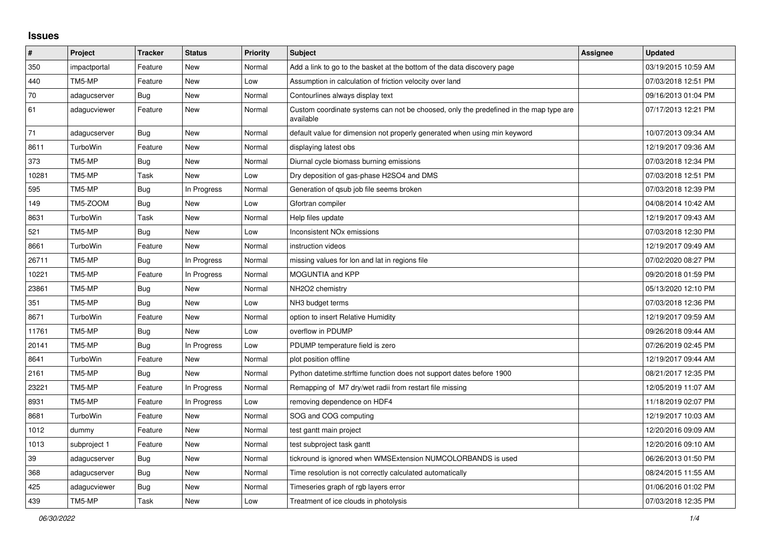# Issues

| # | Project | Tracker | Status | Priority | Subject | Assignee | Updated |
|---|---|---|---|---|---|---|---|
| 350 | impactportal | Feature | New | Normal | Add a link to go to the basket at the bottom of the data discovery page | | 03/19/2015 10:59 AM |
| 440 | TM5-MP | Feature | New | Low | Assumption in calculation of friction velocity over land | | 07/03/2018 12:51 PM |
| 70 | adagucserver | Bug | New | Normal | Contourlines always display text | | 09/16/2013 01:04 PM |
| 61 | adagucviewer | Feature | New | Normal | Custom coordinate systems can not be choosed, only the predefined in the map type are available | | 07/17/2013 12:21 PM |
| 71 | adagucserver | Bug | New | Normal | default value for dimension not properly generated when using min keyword | | 10/07/2013 09:34 AM |
| 8611 | TurboWin | Feature | New | Normal | displaying latest obs | | 12/19/2017 09:36 AM |
| 373 | TM5-MP | Bug | New | Normal | Diurnal cycle biomass burning emissions | | 07/03/2018 12:34 PM |
| 10281 | TM5-MP | Task | New | Low | Dry deposition of gas-phase H2SO4 and DMS | | 07/03/2018 12:51 PM |
| 595 | TM5-MP | Bug | In Progress | Normal | Generation of qsub job file seems broken | | 07/03/2018 12:39 PM |
| 149 | TM5-ZOOM | Bug | New | Low | Gfortran compiler | | 04/08/2014 10:42 AM |
| 8631 | TurboWin | Task | New | Normal | Help files update | | 12/19/2017 09:43 AM |
| 521 | TM5-MP | Bug | New | Low | Inconsistent NOx emissions | | 07/03/2018 12:30 PM |
| 8661 | TurboWin | Feature | New | Normal | instruction videos | | 12/19/2017 09:49 AM |
| 26711 | TM5-MP | Bug | In Progress | Normal | missing values for lon and lat in regions file | | 07/02/2020 08:27 PM |
| 10221 | TM5-MP | Feature | In Progress | Normal | MOGUNTIA and KPP | | 09/20/2018 01:59 PM |
| 23861 | TM5-MP | Bug | New | Normal | NH2O2 chemistry | | 05/13/2020 12:10 PM |
| 351 | TM5-MP | Bug | New | Low | NH3 budget terms | | 07/03/2018 12:36 PM |
| 8671 | TurboWin | Feature | New | Normal | option to insert Relative Humidity | | 12/19/2017 09:59 AM |
| 11761 | TM5-MP | Bug | New | Low | overflow in PDUMP | | 09/26/2018 09:44 AM |
| 20141 | TM5-MP | Bug | In Progress | Low | PDUMP temperature field is zero | | 07/26/2019 02:45 PM |
| 8641 | TurboWin | Feature | New | Normal | plot position offline | | 12/19/2017 09:44 AM |
| 2161 | TM5-MP | Bug | New | Normal | Python datetime.strftime function does not support dates before 1900 | | 08/21/2017 12:35 PM |
| 23221 | TM5-MP | Feature | In Progress | Normal | Remapping of M7 dry/wet radii from restart file missing | | 12/05/2019 11:07 AM |
| 8931 | TM5-MP | Feature | In Progress | Low | removing dependence on HDF4 | | 11/18/2019 02:07 PM |
| 8681 | TurboWin | Feature | New | Normal | SOG and COG computing | | 12/19/2017 10:03 AM |
| 1012 | dummy | Feature | New | Normal | test gantt main project | | 12/20/2016 09:09 AM |
| 1013 | subproject 1 | Feature | New | Normal | test subproject task gantt | | 12/20/2016 09:10 AM |
| 39 | adagucserver | Bug | New | Normal | tickround is ignored when WMSExtension NUMCOLORBANDS is used | | 06/26/2013 01:50 PM |
| 368 | adagucserver | Bug | New | Normal | Time resolution is not correctly calculated automatically | | 08/24/2015 11:55 AM |
| 425 | adagucviewer | Bug | New | Normal | Timeseries graph of rgb layers error | | 01/06/2016 01:02 PM |
| 439 | TM5-MP | Task | New | Low | Treatment of ice clouds in photolysis | | 07/03/2018 12:35 PM |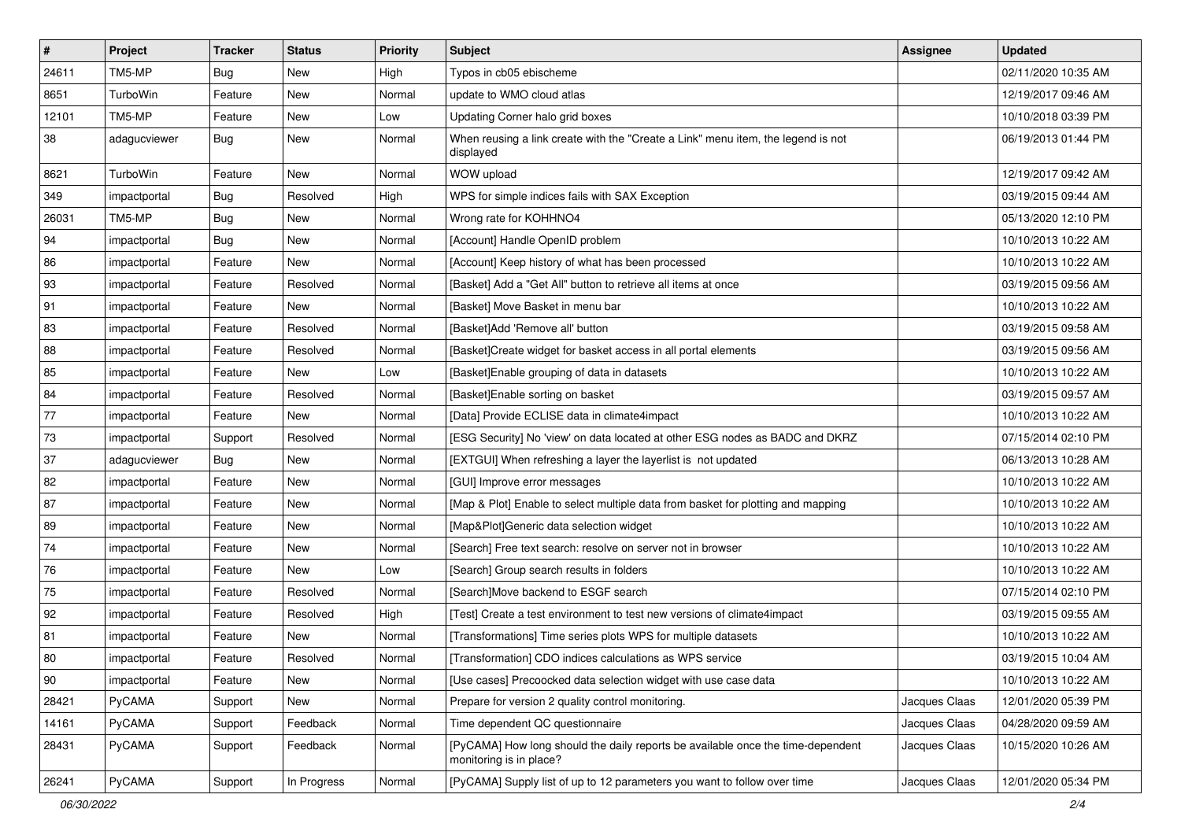| # | Project | Tracker | Status | Priority | Subject | Assignee | Updated |
|---|---|---|---|---|---|---|---|
| 24611 | TM5-MP | Bug | New | High | Typos in cb05 ebischeme | | 02/11/2020 10:35 AM |
| 8651 | TurboWin | Feature | New | Normal | update to WMO cloud atlas | | 12/19/2017 09:46 AM |
| 12101 | TM5-MP | Feature | New | Low | Updating Corner halo grid boxes | | 10/10/2018 03:39 PM |
| 38 | adagucviewer | Bug | New | Normal | When reusing a link create with the "Create a Link" menu item, the legend is not displayed | | 06/19/2013 01:44 PM |
| 8621 | TurboWin | Feature | New | Normal | WOW upload | | 12/19/2017 09:42 AM |
| 349 | impactportal | Bug | Resolved | High | WPS for simple indices fails with SAX Exception | | 03/19/2015 09:44 AM |
| 26031 | TM5-MP | Bug | New | Normal | Wrong rate for KOHHNO4 | | 05/13/2020 12:10 PM |
| 94 | impactportal | Bug | New | Normal | [Account] Handle OpenID problem | | 10/10/2013 10:22 AM |
| 86 | impactportal | Feature | New | Normal | [Account] Keep history of what has been processed | | 10/10/2013 10:22 AM |
| 93 | impactportal | Feature | Resolved | Normal | [Basket] Add a "Get All" button to retrieve all items at once | | 03/19/2015 09:56 AM |
| 91 | impactportal | Feature | New | Normal | [Basket] Move Basket in menu bar | | 10/10/2013 10:22 AM |
| 83 | impactportal | Feature | Resolved | Normal | [Basket]Add 'Remove all' button | | 03/19/2015 09:58 AM |
| 88 | impactportal | Feature | Resolved | Normal | [Basket]Create widget for basket access in all portal elements | | 03/19/2015 09:56 AM |
| 85 | impactportal | Feature | New | Low | [Basket]Enable grouping of data in datasets | | 10/10/2013 10:22 AM |
| 84 | impactportal | Feature | Resolved | Normal | [Basket]Enable sorting on basket | | 03/19/2015 09:57 AM |
| 77 | impactportal | Feature | New | Normal | [Data] Provide ECLISE data in climate4impact | | 10/10/2013 10:22 AM |
| 73 | impactportal | Support | Resolved | Normal | [ESG Security] No 'view' on data located at other ESG nodes as BADC and DKRZ | | 07/15/2014 02:10 PM |
| 37 | adagucviewer | Bug | New | Normal | [EXTGUI] When refreshing a layer the layerlist is not updated | | 06/13/2013 10:28 AM |
| 82 | impactportal | Feature | New | Normal | [GUI] Improve error messages | | 10/10/2013 10:22 AM |
| 87 | impactportal | Feature | New | Normal | [Map & Plot] Enable to select multiple data from basket for plotting and mapping | | 10/10/2013 10:22 AM |
| 89 | impactportal | Feature | New | Normal | [Map&Plot]Generic data selection widget | | 10/10/2013 10:22 AM |
| 74 | impactportal | Feature | New | Normal | [Search] Free text search: resolve on server not in browser | | 10/10/2013 10:22 AM |
| 76 | impactportal | Feature | New | Low | [Search] Group search results in folders | | 10/10/2013 10:22 AM |
| 75 | impactportal | Feature | Resolved | Normal | [Search]Move backend to ESGF search | | 07/15/2014 02:10 PM |
| 92 | impactportal | Feature | Resolved | High | [Test] Create a test environment to test new versions of climate4impact | | 03/19/2015 09:55 AM |
| 81 | impactportal | Feature | New | Normal | [Transformations] Time series plots WPS for multiple datasets | | 10/10/2013 10:22 AM |
| 80 | impactportal | Feature | Resolved | Normal | [Transformation] CDO indices calculations as WPS service | | 03/19/2015 10:04 AM |
| 90 | impactportal | Feature | New | Normal | [Use cases] Precoocked data selection widget with use case data | | 10/10/2013 10:22 AM |
| 28421 | PyCAMA | Support | New | Normal | Prepare for version 2 quality control monitoring. | Jacques Claas | 12/01/2020 05:39 PM |
| 14161 | PyCAMA | Support | Feedback | Normal | Time dependent QC questionnaire | Jacques Claas | 04/28/2020 09:59 AM |
| 28431 | PyCAMA | Support | Feedback | Normal | [PyCAMA] How long should the daily reports be available once the time-dependent monitoring is in place? | Jacques Claas | 10/15/2020 10:26 AM |
| 26241 | PyCAMA | Support | In Progress | Normal | [PyCAMA] Supply list of up to 12 parameters you want to follow over time | Jacques Claas | 12/01/2020 05:34 PM |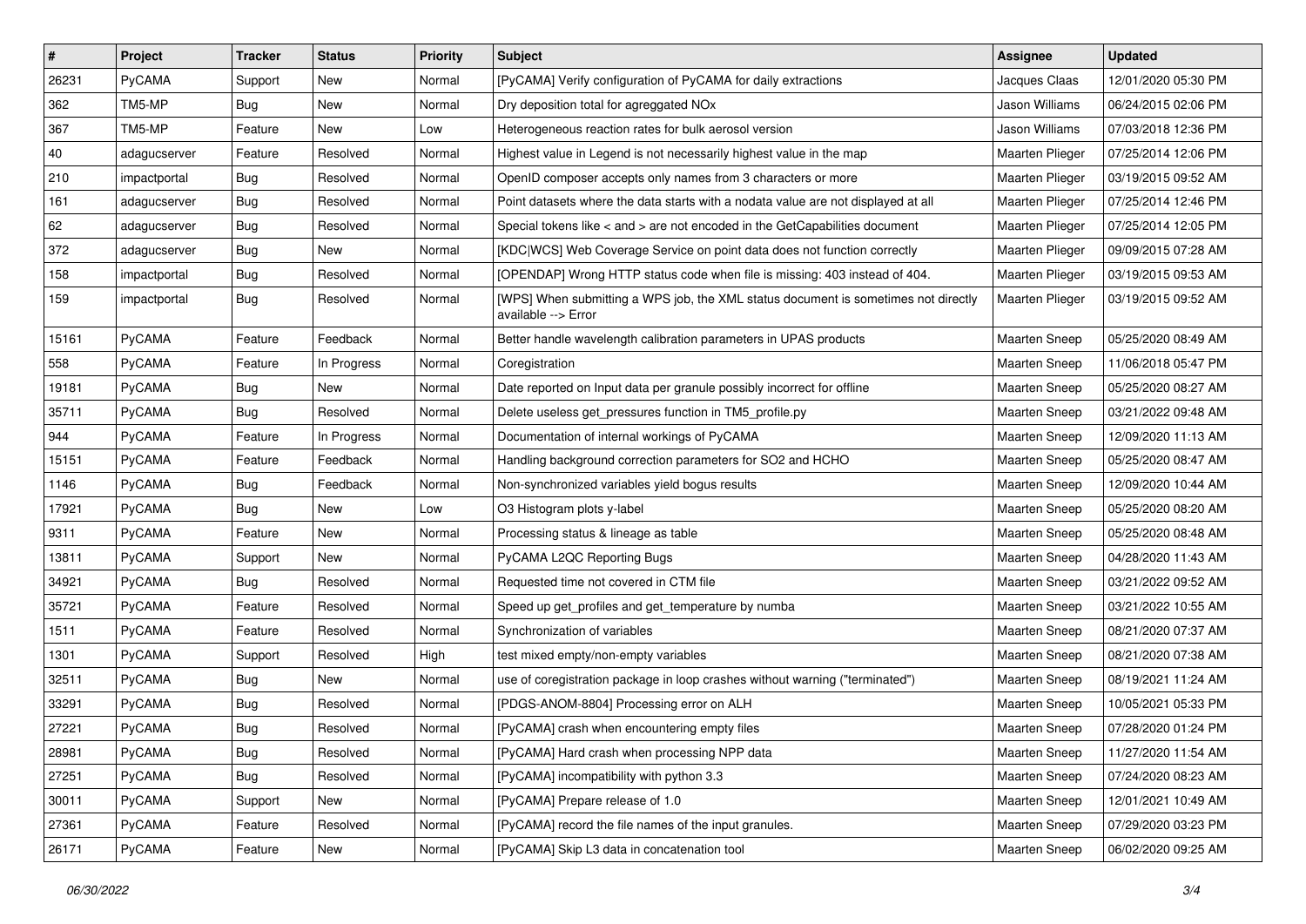| # | Project | Tracker | Status | Priority | Subject | Assignee | Updated |
|---|---|---|---|---|---|---|---|
| 26231 | PyCAMA | Support | New | Normal | [PyCAMA] Verify configuration of PyCAMA for daily extractions | Jacques Claas | 12/01/2020 05:30 PM |
| 362 | TM5-MP | Bug | New | Normal | Dry deposition total for agreggated NOx | Jason Williams | 06/24/2015 02:06 PM |
| 367 | TM5-MP | Feature | New | Low | Heterogeneous reaction rates for bulk aerosol version | Jason Williams | 07/03/2018 12:36 PM |
| 40 | adagucserver | Feature | Resolved | Normal | Highest value in Legend is not necessarily highest value in the map | Maarten Plieger | 07/25/2014 12:06 PM |
| 210 | impactportal | Bug | Resolved | Normal | OpenID composer accepts only names from 3 characters or more | Maarten Plieger | 03/19/2015 09:52 AM |
| 161 | adagucserver | Bug | Resolved | Normal | Point datasets where the data starts with a nodata value are not displayed at all | Maarten Plieger | 07/25/2014 12:46 PM |
| 62 | adagucserver | Bug | Resolved | Normal | Special tokens like < and > are not encoded in the GetCapabilities document | Maarten Plieger | 07/25/2014 12:05 PM |
| 372 | adagucserver | Bug | New | Normal | [KDC\|WCS] Web Coverage Service on point data does not function correctly | Maarten Plieger | 09/09/2015 07:28 AM |
| 158 | impactportal | Bug | Resolved | Normal | [OPENDAP] Wrong HTTP status code when file is missing: 403 instead of 404. | Maarten Plieger | 03/19/2015 09:53 AM |
| 159 | impactportal | Bug | Resolved | Normal | [WPS] When submitting a WPS job, the XML status document is sometimes not directly available --> Error | Maarten Plieger | 03/19/2015 09:52 AM |
| 15161 | PyCAMA | Feature | Feedback | Normal | Better handle wavelength calibration parameters in UPAS products | Maarten Sneep | 05/25/2020 08:49 AM |
| 558 | PyCAMA | Feature | In Progress | Normal | Coregistration | Maarten Sneep | 11/06/2018 05:47 PM |
| 19181 | PyCAMA | Bug | New | Normal | Date reported on Input data per granule possibly incorrect for offline | Maarten Sneep | 05/25/2020 08:27 AM |
| 35711 | PyCAMA | Bug | Resolved | Normal | Delete useless get_pressures function in TM5_profile.py | Maarten Sneep | 03/21/2022 09:48 AM |
| 944 | PyCAMA | Feature | In Progress | Normal | Documentation of internal workings of PyCAMA | Maarten Sneep | 12/09/2020 11:13 AM |
| 15151 | PyCAMA | Feature | Feedback | Normal | Handling background correction parameters for SO2 and HCHO | Maarten Sneep | 05/25/2020 08:47 AM |
| 1146 | PyCAMA | Bug | Feedback | Normal | Non-synchronized variables yield bogus results | Maarten Sneep | 12/09/2020 10:44 AM |
| 17921 | PyCAMA | Bug | New | Low | O3 Histogram plots y-label | Maarten Sneep | 05/25/2020 08:20 AM |
| 9311 | PyCAMA | Feature | New | Normal | Processing status & lineage as table | Maarten Sneep | 05/25/2020 08:48 AM |
| 13811 | PyCAMA | Support | New | Normal | PyCAMA L2QC Reporting Bugs | Maarten Sneep | 04/28/2020 11:43 AM |
| 34921 | PyCAMA | Bug | Resolved | Normal | Requested time not covered in CTM file | Maarten Sneep | 03/21/2022 09:52 AM |
| 35721 | PyCAMA | Feature | Resolved | Normal | Speed up get_profiles and get_temperature by numba | Maarten Sneep | 03/21/2022 10:55 AM |
| 1511 | PyCAMA | Feature | Resolved | Normal | Synchronization of variables | Maarten Sneep | 08/21/2020 07:37 AM |
| 1301 | PyCAMA | Support | Resolved | High | test mixed empty/non-empty variables | Maarten Sneep | 08/21/2020 07:38 AM |
| 32511 | PyCAMA | Bug | New | Normal | use of coregistration package in loop crashes without warning ("terminated") | Maarten Sneep | 08/19/2021 11:24 AM |
| 33291 | PyCAMA | Bug | Resolved | Normal | [PDGS-ANOM-8804] Processing error on ALH | Maarten Sneep | 10/05/2021 05:33 PM |
| 27221 | PyCAMA | Bug | Resolved | Normal | [PyCAMA] crash when encountering empty files | Maarten Sneep | 07/28/2020 01:24 PM |
| 28981 | PyCAMA | Bug | Resolved | Normal | [PyCAMA] Hard crash when processing NPP data | Maarten Sneep | 11/27/2020 11:54 AM |
| 27251 | PyCAMA | Bug | Resolved | Normal | [PyCAMA] incompatibility with python 3.3 | Maarten Sneep | 07/24/2020 08:23 AM |
| 30011 | PyCAMA | Support | New | Normal | [PyCAMA] Prepare release of 1.0 | Maarten Sneep | 12/01/2021 10:49 AM |
| 27361 | PyCAMA | Feature | Resolved | Normal | [PyCAMA] record the file names of the input granules. | Maarten Sneep | 07/29/2020 03:23 PM |
| 26171 | PyCAMA | Feature | New | Normal | [PyCAMA] Skip L3 data in concatenation tool | Maarten Sneep | 06/02/2020 09:25 AM |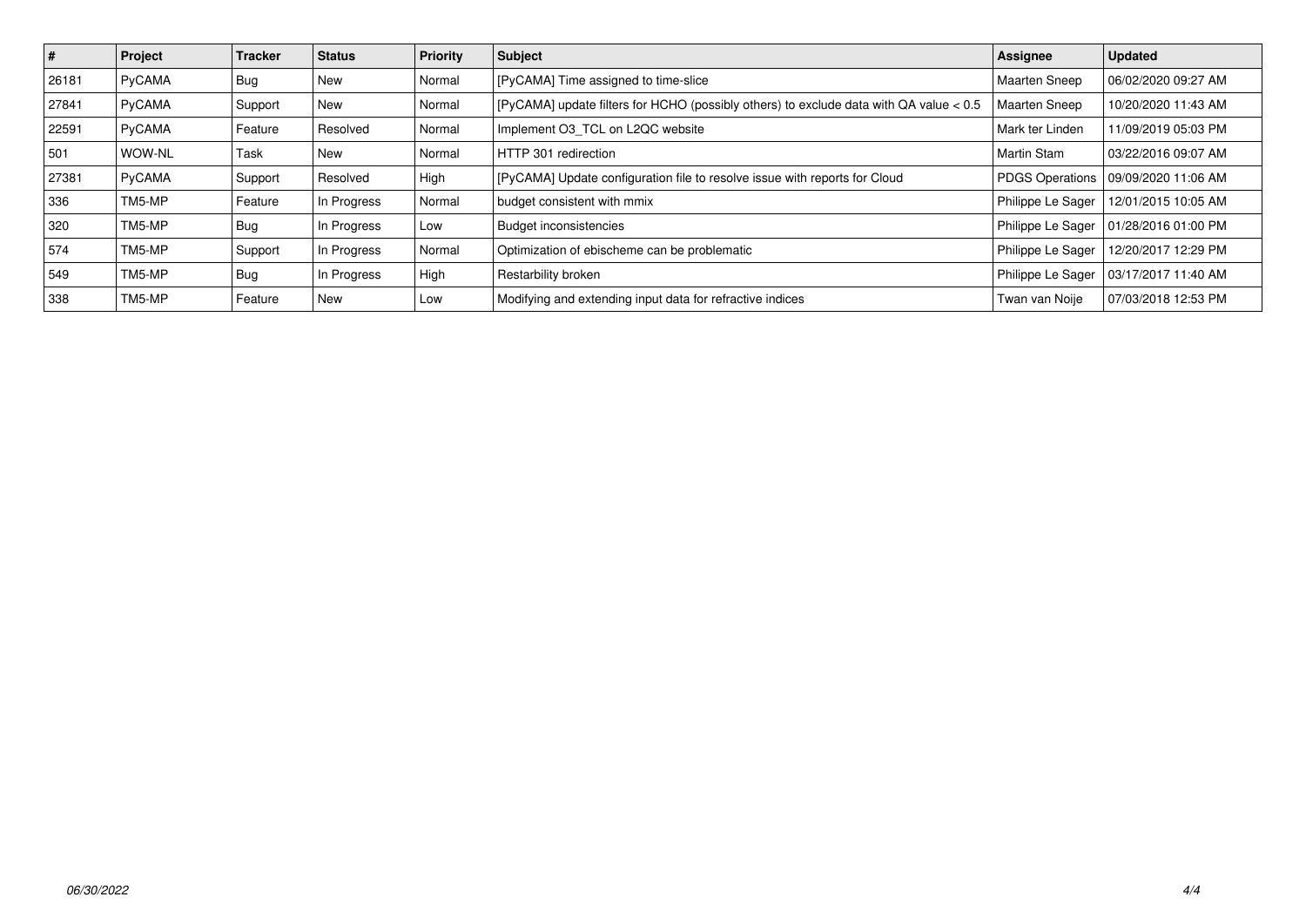| # | Project | Tracker | Status | Priority | Subject | Assignee | Updated |
|---|---|---|---|---|---|---|---|
| 26181 | PyCAMA | Bug | New | Normal | [PyCAMA] Time assigned to time-slice | Maarten Sneep | 06/02/2020 09:27 AM |
| 27841 | PyCAMA | Support | New | Normal | [PyCAMA] update filters for HCHO (possibly others) to exclude data with QA value < 0.5 | Maarten Sneep | 10/20/2020 11:43 AM |
| 22591 | PyCAMA | Feature | Resolved | Normal | Implement O3_TCL on L2QC website | Mark ter Linden | 11/09/2019 05:03 PM |
| 501 | WOW-NL | Task | New | Normal | HTTP 301 redirection | Martin Stam | 03/22/2016 09:07 AM |
| 27381 | PyCAMA | Support | Resolved | High | [PyCAMA] Update configuration file to resolve issue with reports for Cloud | PDGS Operations | 09/09/2020 11:06 AM |
| 336 | TM5-MP | Feature | In Progress | Normal | budget consistent with mmix | Philippe Le Sager | 12/01/2015 10:05 AM |
| 320 | TM5-MP | Bug | In Progress | Low | Budget inconsistencies | Philippe Le Sager | 01/28/2016 01:00 PM |
| 574 | TM5-MP | Support | In Progress | Normal | Optimization of ebischeme can be problematic | Philippe Le Sager | 12/20/2017 12:29 PM |
| 549 | TM5-MP | Bug | In Progress | High | Restarbility broken | Philippe Le Sager | 03/17/2017 11:40 AM |
| 338 | TM5-MP | Feature | New | Low | Modifying and extending input data for refractive indices | Twan van Noije | 07/03/2018 12:53 PM |